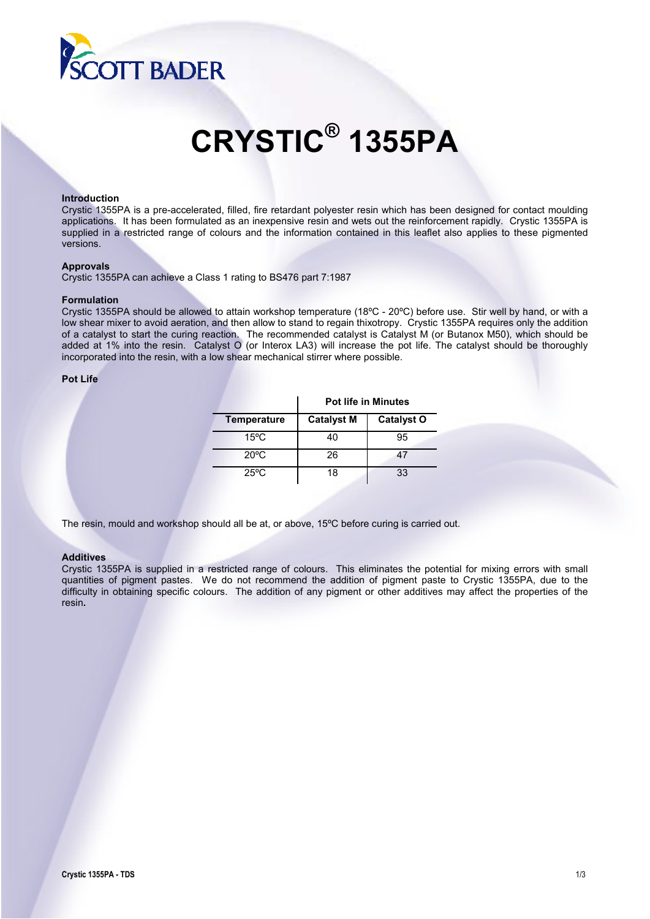SCOTT BADER

# CRYSTIC® 1355PA

### Introduction

Crystic 1355PA is a pre-accelerated, filled, fire retardant polyester resin which has been designed for contact moulding applications. It has been formulated as an inexpensive resin and wets out the reinforcement rapidly. Crystic 1355PA is supplied in a restricted range of colours and the information contained in this leaflet also applies to these pigmented versions.

### Approvals

Crystic 1355PA can achieve a Class 1 rating to BS476 part 7:1987

### Formulation

Crystic 1355PA should be allowed to attain workshop temperature (18ºC - 20ºC) before use. Stir well by hand, or with a low shear mixer to avoid aeration, and then allow to stand to regain thixotropy. Crystic 1355PA requires only the addition of a catalyst to start the curing reaction. The recommended catalyst is Catalyst M (or Butanox M50), which should be added at 1% into the resin. Catalyst O (or Interox LA3) will increase the pot life. The catalyst should be thoroughly incorporated into the resin, with a low shear mechanical stirrer where possible.

### Pot Life

| | Pot life in Minutes | |
|---|---|---|
| **Temperature** | **Catalyst M** | **Catalyst O** |
| 15ºC | 40 | 95 |
| 20ºC | 26 | 47 |
| 25ºC | 18 | 33 |

The resin, mould and workshop should all be at, or above, 15ºC before curing is carried out.

### Additives

Crystic 1355PA is supplied in a restricted range of colours. This eliminates the potential for mixing errors with small quantities of pigment pastes. We do not recommend the addition of pigment paste to Crystic 1355PA, due to the difficulty in obtaining specific colours. The addition of any pigment or other additives may affect the properties of the resin.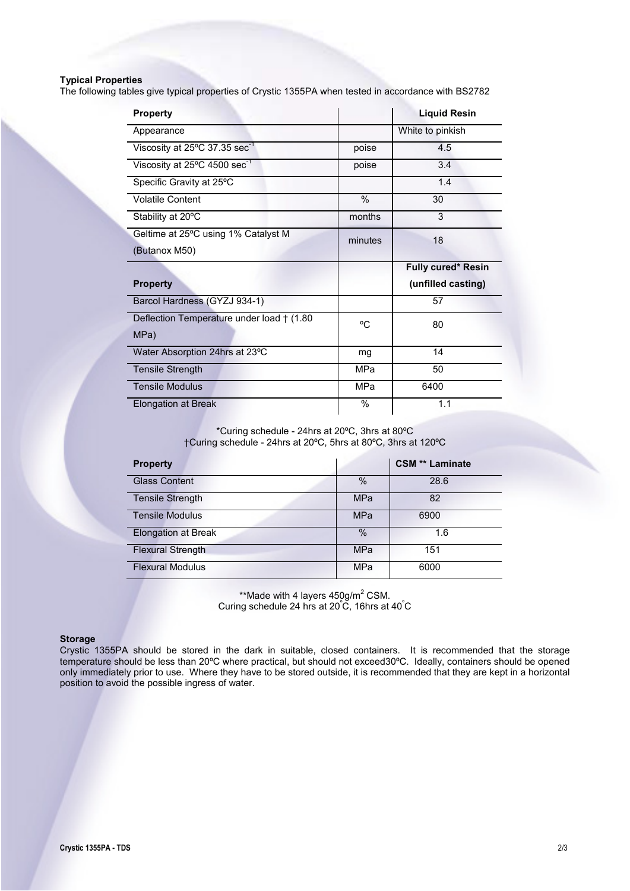**Typical Properties**

The following tables give typical properties of Crystic 1355PA when tested in accordance with BS2782

| Property | | Liquid Resin |
|---|---|---|
| Appearance | | White to pinkish |
| Viscosity at 25ºC 37.35 $sec^{-1}$ | poise | 4.5 |
| Viscosity at 25ºC 4500 $sec^{-1}$ | poise | 3.4 |
| Specific Gravity at 25ºC | | 1.4 |
| Volatile Content | % | 30 |
| Stability at 20ºC | months | 3 |
| Geltime at 25ºC using 1% Catalyst M (Butanox M50) | minutes | 18 |
| **Property** | | **Fully cured* Resin (unfilled casting)** |
| Barcol Hardness (GYZJ 934-1) | | 57 |
| Deflection Temperature under load † (1.80 MPa) | ºC | 80 |
| Water Absorption 24hrs at 23ºC | mg | 14 |
| Tensile Strength | MPa | 50 |
| Tensile Modulus | MPa | 6400 |
| Elongation at Break | % | 1.1 |

*Curing schedule - 24hrs at 20ºC, 3hrs at 80ºC
†Curing schedule - 24hrs at 20ºC, 5hrs at 80ºC, 3hrs at 120ºC

| Property | | CSM ** Laminate |
|---|---|---|
| Glass Content | % | 28.6 |
| Tensile Strength | MPa | 82 |
| Tensile Modulus | MPa | 6900 |
| Elongation at Break | % | 1.6 |
| Flexural Strength | MPa | 151 |
| Flexural Modulus | MPa | 6000 |

**Made with 4 layers 450g/$m^2$ CSM.
Curing schedule 24 hrs at 20°C, 16hrs at 40°C

**Storage**

Crystic 1355PA should be stored in the dark in suitable, closed containers. It is recommended that the storage temperature should be less than 20ºC where practical, but should not exceed30ºC. Ideally, containers should be opened only immediately prior to use. Where they have to be stored outside, it is recommended that they are kept in a horizontal position to avoid the possible ingress of water.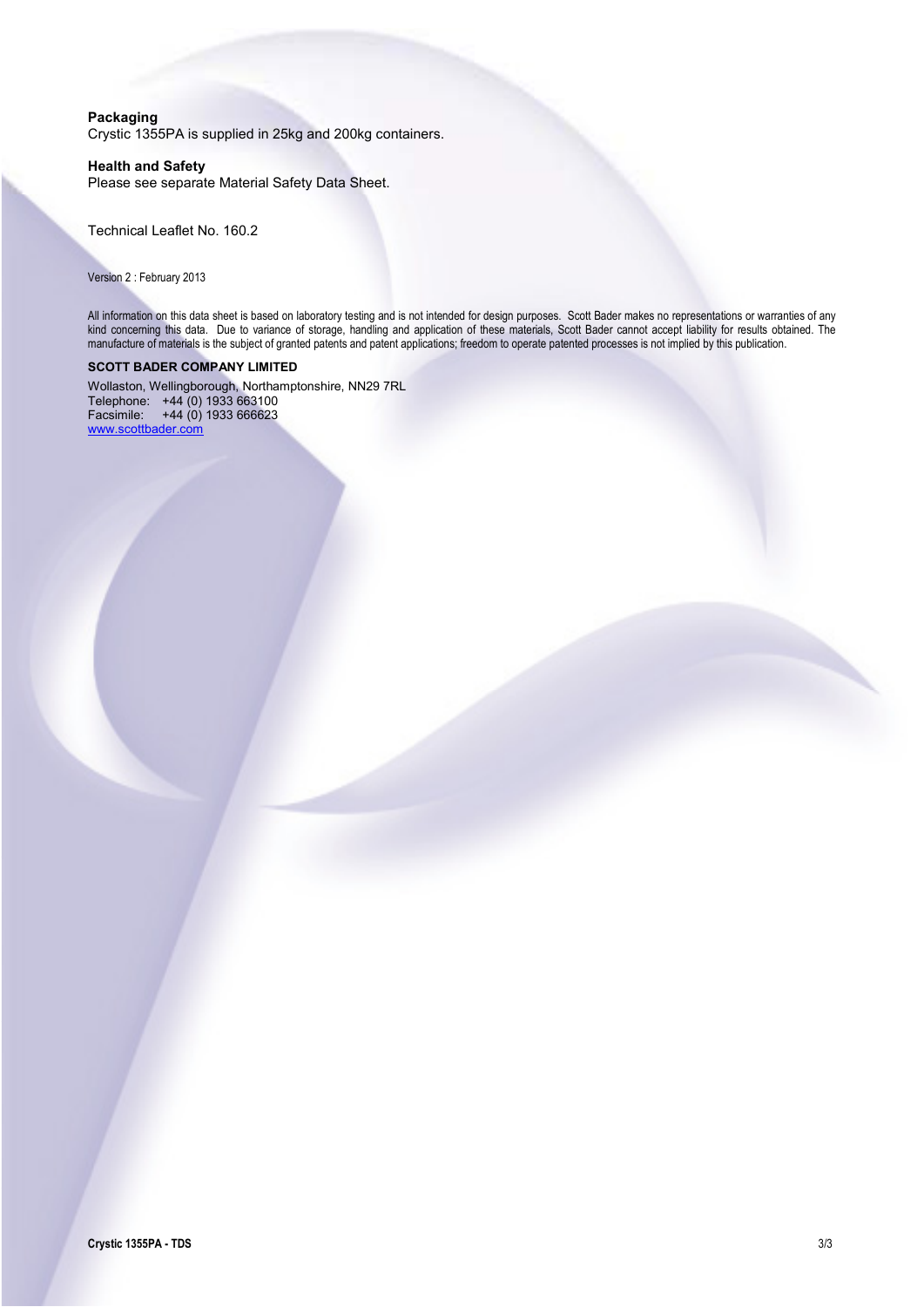## Packaging

Crystic 1355PA is supplied in 25kg and 200kg containers.

## Health and Safety

Please see separate Material Safety Data Sheet.

Technical Leaflet No. 160.2

Version 2 : February 2013

All information on this data sheet is based on laboratory testing and is not intended for design purposes. Scott Bader makes no representations or warranties of any kind concerning this data. Due to variance of storage, handling and application of these materials, Scott Bader cannot accept liability for results obtained. The manufacture of materials is the subject of granted patents and patent applications; freedom to operate patented processes is not implied by this publication.

**SCOTT BADER COMPANY LIMITED**

Wollaston, Wellingborough, Northamptonshire, NN29 7RL
Telephone: +44 (0) 1933 663100
Facsimile: +44 (0) 1933 666623
www.scottbader.com